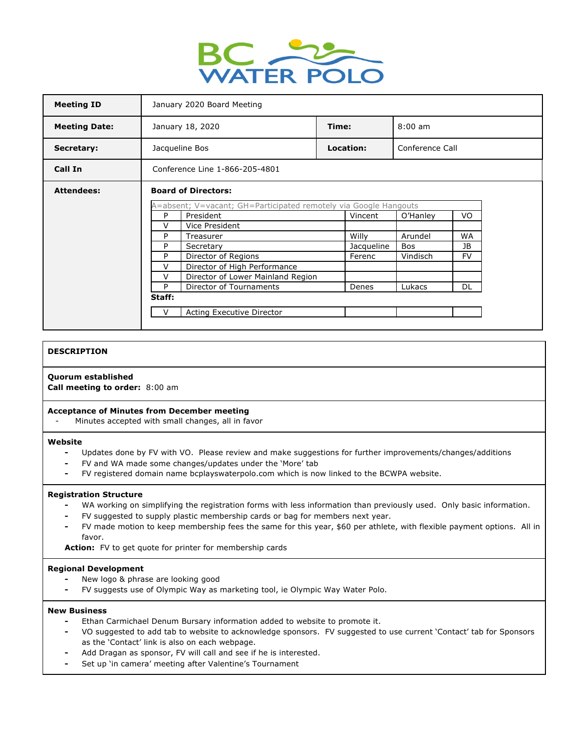BC WATER POLO

| Meeting ID | January 2020 Board Meeting | | |
|---|---|---|---|
| **Meeting Date:** | January 18, 2020 | **Time:** | 8:00 am |
| **Secretary:** | Jacqueline Bos | **Location:** | Conference Call |
| **Call In** | Conference Line 1-866-205-4801 | | |

**Attendees:**

**Board of Directors:**

A=absent; V=vacant; GH=Participated remotely via Google Hangouts

| | | | | |
|---|---|---|---|---|
| P | President | Vincent | O'Hanley | VO |
| V | Vice President | | | |
| P | Treasurer | Willy | Arundel | WA |
| P | Secretary | Jacqueline | Bos | JB |
| P | Director of Regions | Ferenc | Vindisch | FV |
| V | Director of High Performance | | | |
| V | Director of Lower Mainland Region | | | |
| P | Director of Tournaments | Denes | Lukacs | DL |

**Staff:**

| | | | | |
|---|---|---|---|---|
| V | Acting Executive Director | | | |

**DESCRIPTION**

**Quorum established**
**Call meeting to order:** 8:00 am

**Acceptance of Minutes from December meeting**
- Minutes accepted with small changes, all in favor

**Website**
- Updates done by FV with VO. Please review and make suggestions for further improvements/changes/additions
- FV and WA made some changes/updates under the 'More' tab
- FV registered domain name bcplayswaterpolo.com which is now linked to the BCWPA website.

**Registration Structure**
- WA working on simplifying the registration forms with less information than previously used. Only basic information.
- FV suggested to supply plastic membership cards or bag for members next year.
- FV made motion to keep membership fees the same for this year, $60 per athlete, with flexible payment options. All in favor.

**Action:** FV to get quote for printer for membership cards

**Regional Development**
- New logo & phrase are looking good
- FV suggests use of Olympic Way as marketing tool, ie Olympic Way Water Polo.

**New Business**
- Ethan Carmichael Denum Bursary information added to website to promote it.
- VO suggested to add tab to website to acknowledge sponsors. FV suggested to use current 'Contact' tab for Sponsors as the 'Contact' link is also on each webpage.
- Add Dragan as sponsor, FV will call and see if he is interested.
- Set up 'in camera' meeting after Valentine's Tournament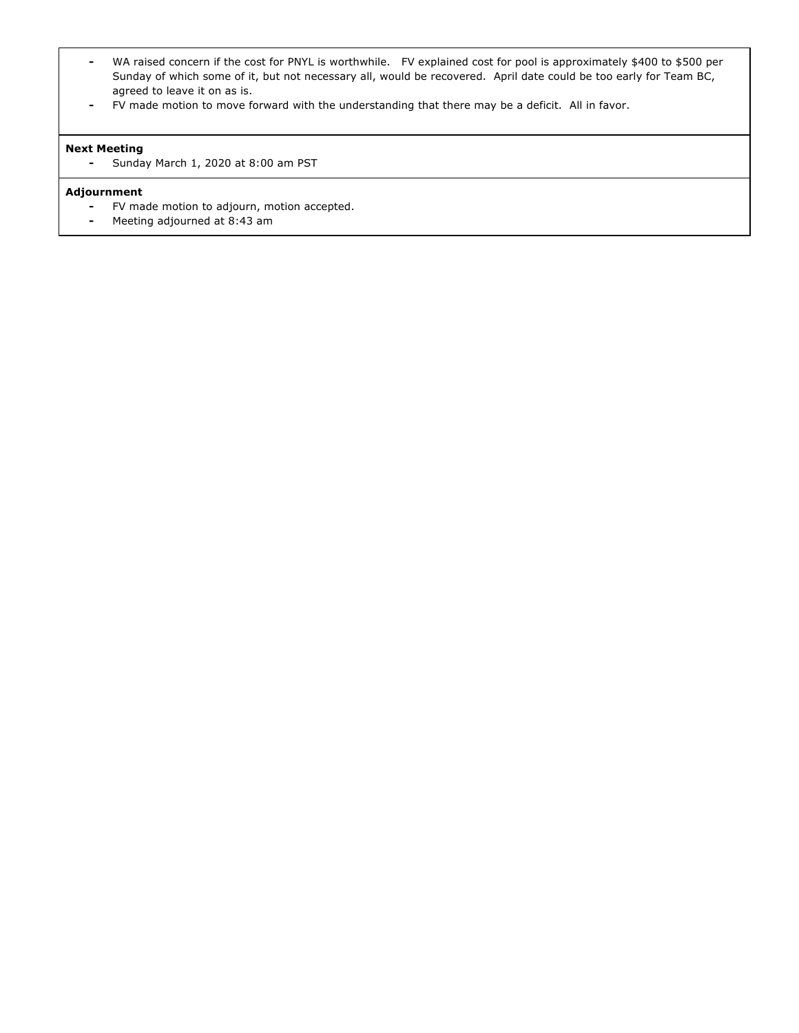- WA raised concern if the cost for PNYL is worthwhile. FV explained cost for pool is approximately $400 to $500 per Sunday of which some of it, but not necessary all, would be recovered. April date could be too early for Team BC, agreed to leave it on as is.
- FV made motion to move forward with the understanding that there may be a deficit. All in favor.

**Next Meeting**

- Sunday March 1, 2020 at 8:00 am PST

**Adjournment**

- FV made motion to adjourn, motion accepted.
- Meeting adjourned at 8:43 am